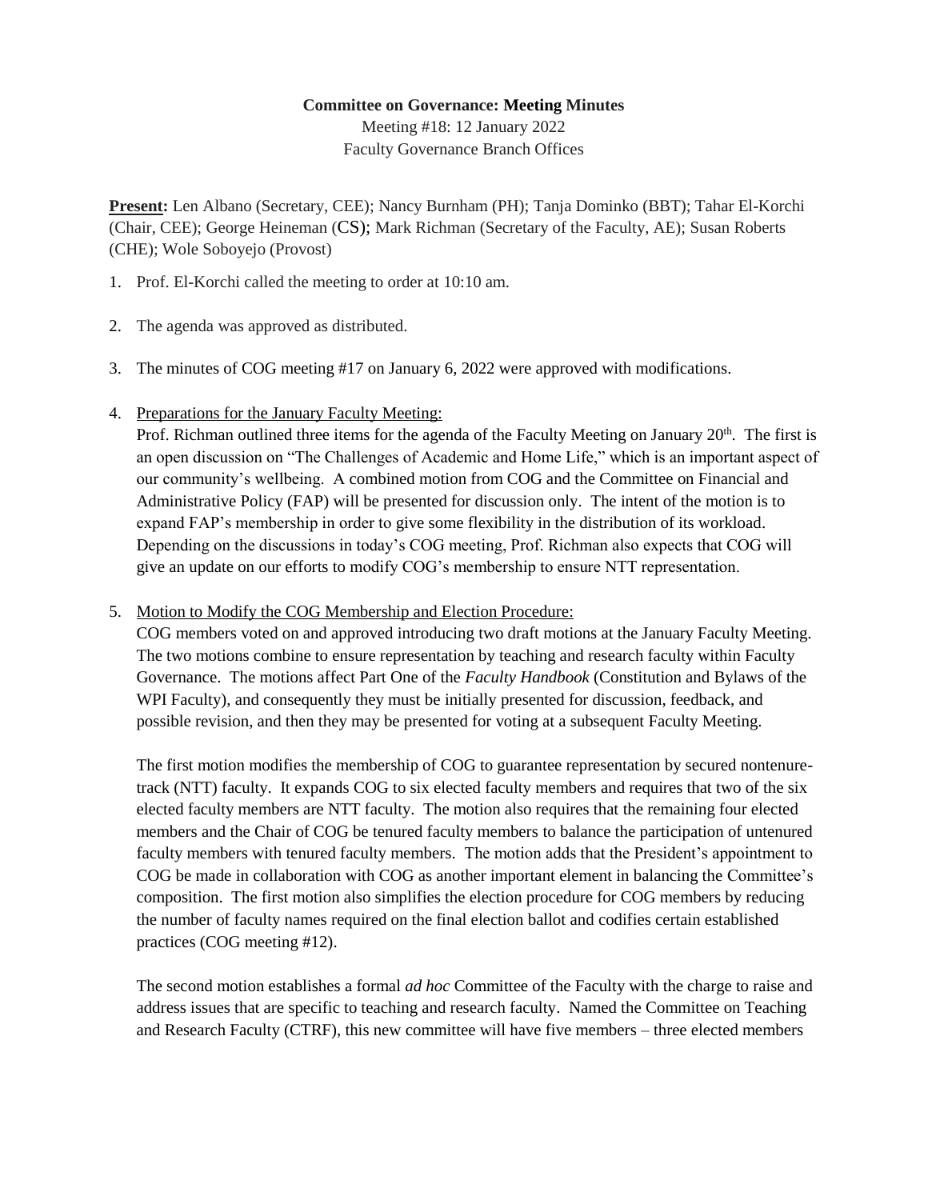**Committee on Governance: Meeting Minutes**

Meeting #18: 12 January 2022

Faculty Governance Branch Offices

**Present:** Len Albano (Secretary, CEE); Nancy Burnham (PH); Tanja Dominko (BBT); Tahar El-Korchi (Chair, CEE); George Heineman (CS); Mark Richman (Secretary of the Faculty, AE); Susan Roberts (CHE); Wole Soboyejo (Provost)

1. Prof. El-Korchi called the meeting to order at 10:10 am.

2. The agenda was approved as distributed.

3. The minutes of COG meeting #17 on January 6, 2022 were approved with modifications.

4. Preparations for the January Faculty Meeting:

   Prof. Richman outlined three items for the agenda of the Faculty Meeting on January 20th. The first is an open discussion on "The Challenges of Academic and Home Life," which is an important aspect of our community's wellbeing. A combined motion from COG and the Committee on Financial and Administrative Policy (FAP) will be presented for discussion only. The intent of the motion is to expand FAP's membership in order to give some flexibility in the distribution of its workload. Depending on the discussions in today's COG meeting, Prof. Richman also expects that COG will give an update on our efforts to modify COG's membership to ensure NTT representation.

5. Motion to Modify the COG Membership and Election Procedure:

   COG members voted on and approved introducing two draft motions at the January Faculty Meeting. The two motions combine to ensure representation by teaching and research faculty within Faculty Governance. The motions affect Part One of the *Faculty Handbook* (Constitution and Bylaws of the WPI Faculty), and consequently they must be initially presented for discussion, feedback, and possible revision, and then they may be presented for voting at a subsequent Faculty Meeting.

   The first motion modifies the membership of COG to guarantee representation by secured nontenure-track (NTT) faculty. It expands COG to six elected faculty members and requires that two of the six elected faculty members are NTT faculty. The motion also requires that the remaining four elected members and the Chair of COG be tenured faculty members to balance the participation of untenured faculty members with tenured faculty members. The motion adds that the President's appointment to COG be made in collaboration with COG as another important element in balancing the Committee's composition. The first motion also simplifies the election procedure for COG members by reducing the number of faculty names required on the final election ballot and codifies certain established practices (COG meeting #12).

   The second motion establishes a formal *ad hoc* Committee of the Faculty with the charge to raise and address issues that are specific to teaching and research faculty. Named the Committee on Teaching and Research Faculty (CTRF), this new committee will have five members – three elected members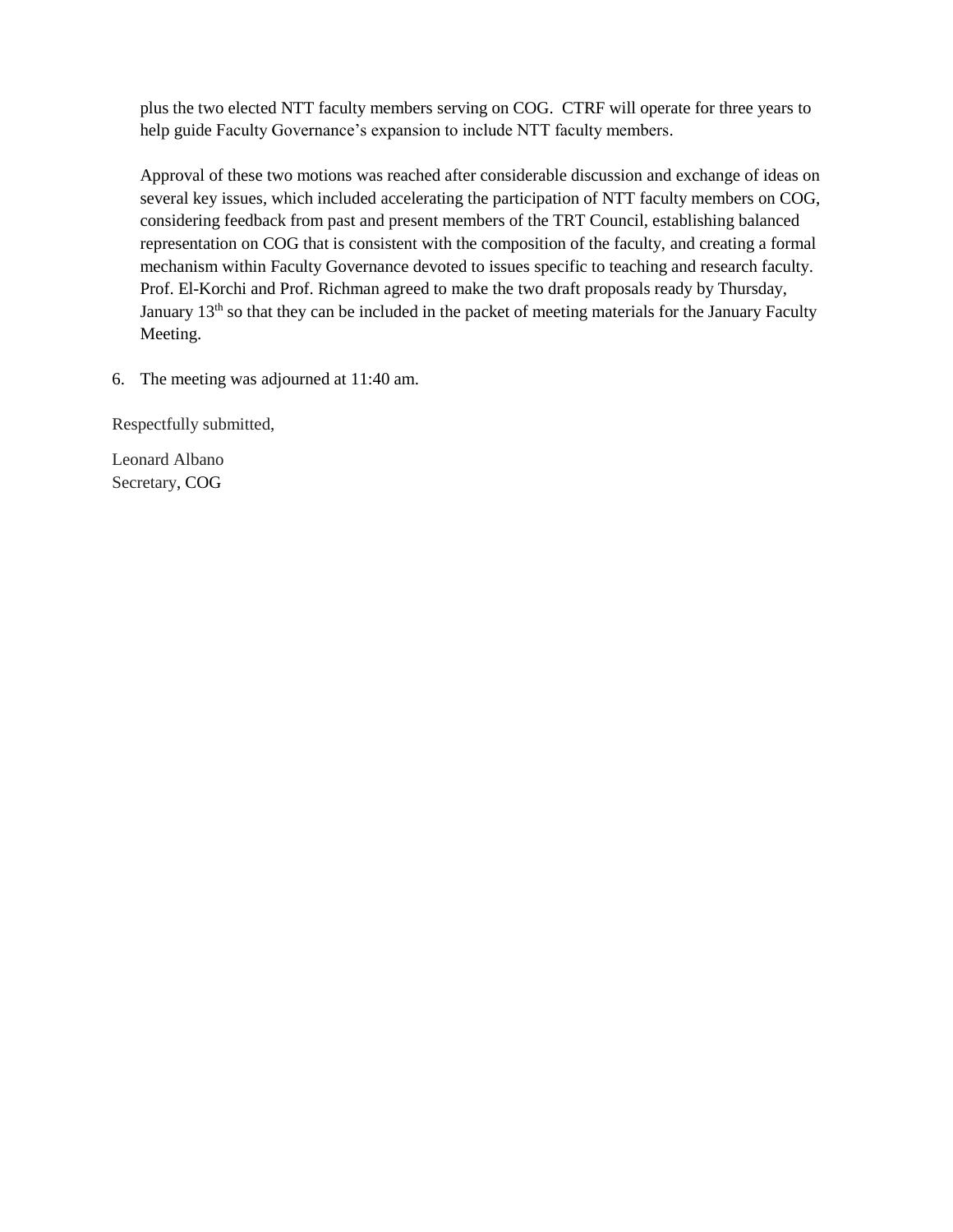plus the two elected NTT faculty members serving on COG. CTRF will operate for three years to help guide Faculty Governance's expansion to include NTT faculty members.

Approval of these two motions was reached after considerable discussion and exchange of ideas on several key issues, which included accelerating the participation of NTT faculty members on COG, considering feedback from past and present members of the TRT Council, establishing balanced representation on COG that is consistent with the composition of the faculty, and creating a formal mechanism within Faculty Governance devoted to issues specific to teaching and research faculty. Prof. El-Korchi and Prof. Richman agreed to make the two draft proposals ready by Thursday, January 13th so that they can be included in the packet of meeting materials for the January Faculty Meeting.

6. The meeting was adjourned at 11:40 am.

Respectfully submitted,

Leonard Albano
Secretary, COG